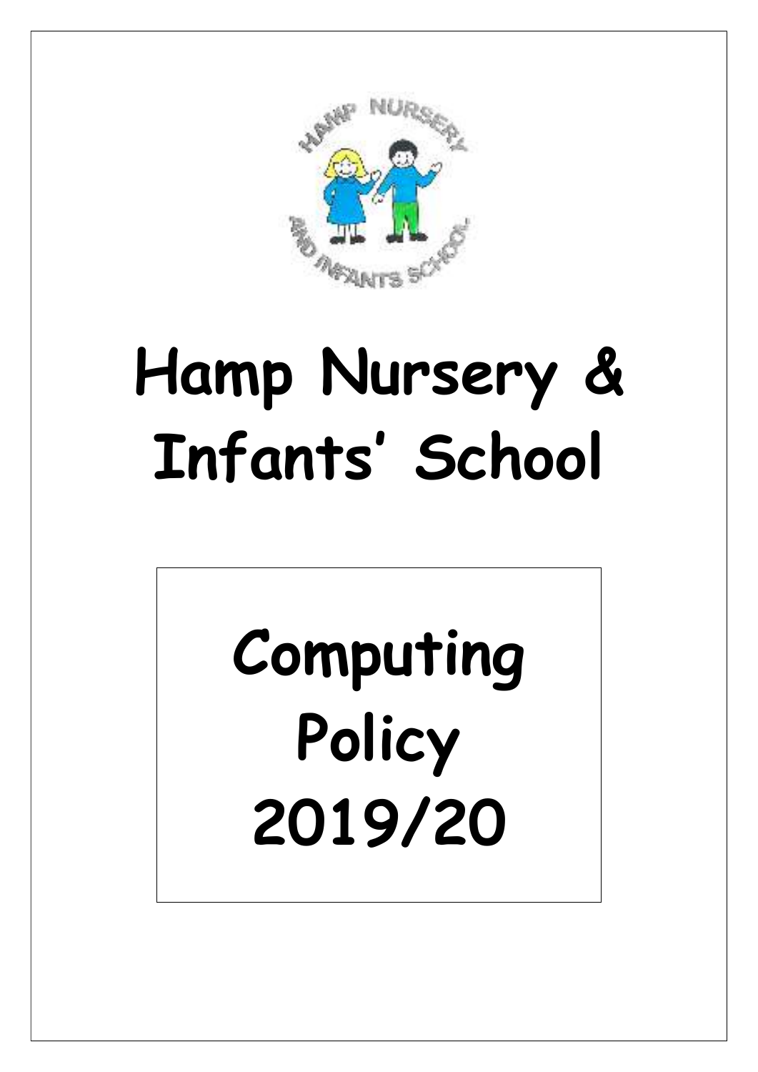# Hamp Nursery & Infants' School

## Computing Policy 2019/20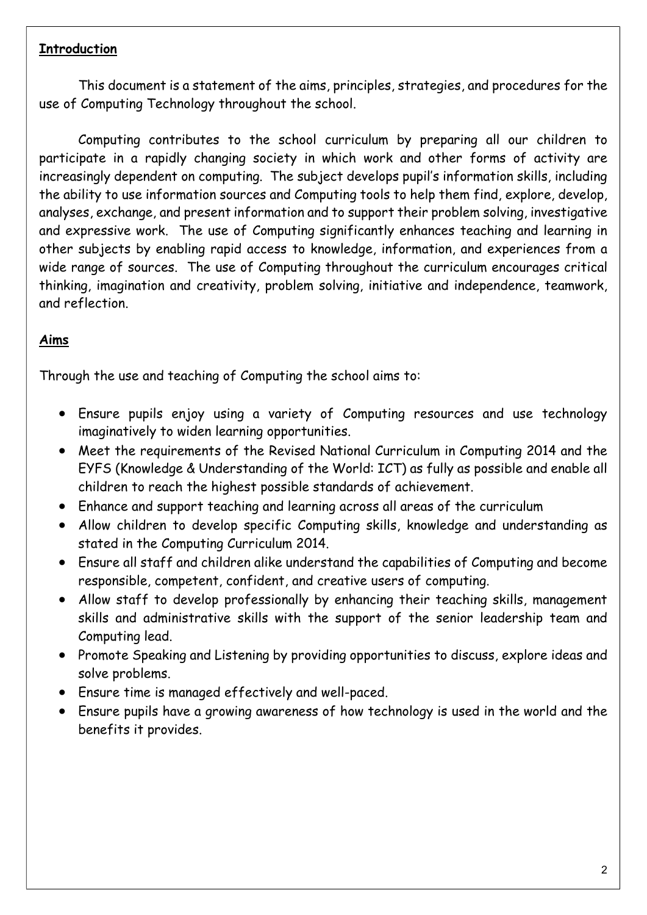## Introduction

This document is a statement of the aims, principles, strategies, and procedures for the use of Computing Technology throughout the school.

Computing contributes to the school curriculum by preparing all our children to participate in a rapidly changing society in which work and other forms of activity are increasingly dependent on computing. The subject develops pupil's information skills, including the ability to use information sources and Computing tools to help them find, explore, develop, analyses, exchange, and present information and to support their problem solving, investigative and expressive work. The use of Computing significantly enhances teaching and learning in other subjects by enabling rapid access to knowledge, information, and experiences from a wide range of sources. The use of Computing throughout the curriculum encourages critical thinking, imagination and creativity, problem solving, initiative and independence, teamwork, and reflection.

## Aims

Through the use and teaching of Computing the school aims to:

- Ensure pupils enjoy using a variety of Computing resources and use technology imaginatively to widen learning opportunities.
- Meet the requirements of the Revised National Curriculum in Computing 2014 and the EYFS (Knowledge & Understanding of the World: ICT) as fully as possible and enable all children to reach the highest possible standards of achievement.
- Enhance and support teaching and learning across all areas of the curriculum
- Allow children to develop specific Computing skills, knowledge and understanding as stated in the Computing Curriculum 2014.
- Ensure all staff and children alike understand the capabilities of Computing and become responsible, competent, confident, and creative users of computing.
- Allow staff to develop professionally by enhancing their teaching skills, management skills and administrative skills with the support of the senior leadership team and Computing lead.
- Promote Speaking and Listening by providing opportunities to discuss, explore ideas and solve problems.
- Ensure time is managed effectively and well-paced.
- Ensure pupils have a growing awareness of how technology is used in the world and the benefits it provides.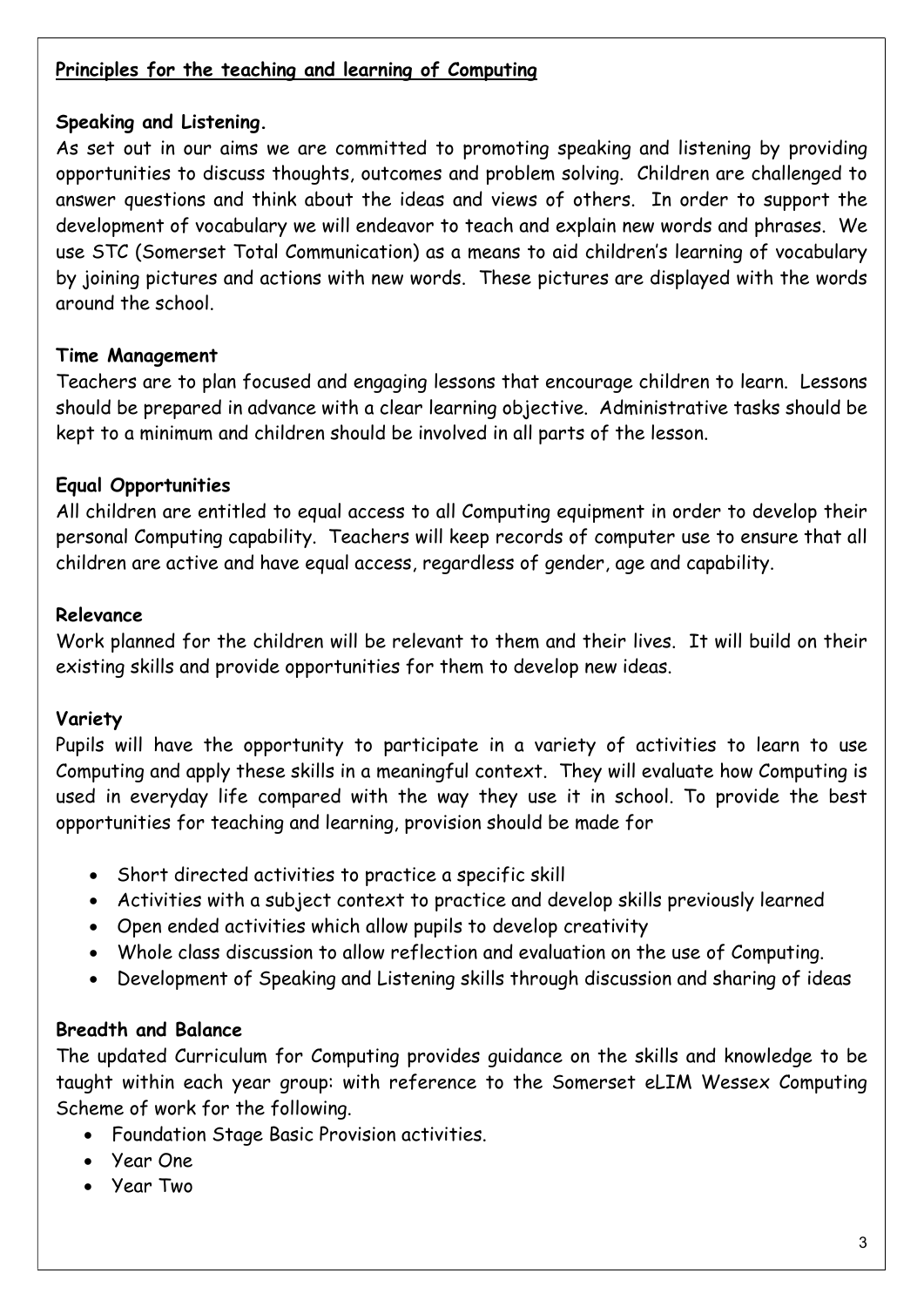## Principles for the teaching and learning of Computing

**Speaking and Listening.**

As set out in our aims we are committed to promoting speaking and listening by providing opportunities to discuss thoughts, outcomes and problem solving. Children are challenged to answer questions and think about the ideas and views of others. In order to support the development of vocabulary we will endeavor to teach and explain new words and phrases. We use STC (Somerset Total Communication) as a means to aid children's learning of vocabulary by joining pictures and actions with new words. These pictures are displayed with the words around the school.

**Time Management**

Teachers are to plan focused and engaging lessons that encourage children to learn. Lessons should be prepared in advance with a clear learning objective. Administrative tasks should be kept to a minimum and children should be involved in all parts of the lesson.

**Equal Opportunities**

All children are entitled to equal access to all Computing equipment in order to develop their personal Computing capability. Teachers will keep records of computer use to ensure that all children are active and have equal access, regardless of gender, age and capability.

**Relevance**

Work planned for the children will be relevant to them and their lives. It will build on their existing skills and provide opportunities for them to develop new ideas.

**Variety**

Pupils will have the opportunity to participate in a variety of activities to learn to use Computing and apply these skills in a meaningful context. They will evaluate how Computing is used in everyday life compared with the way they use it in school. To provide the best opportunities for teaching and learning, provision should be made for

- Short directed activities to practice a specific skill
- Activities with a subject context to practice and develop skills previously learned
- Open ended activities which allow pupils to develop creativity
- Whole class discussion to allow reflection and evaluation on the use of Computing.
- Development of Speaking and Listening skills through discussion and sharing of ideas

**Breadth and Balance**

The updated Curriculum for Computing provides guidance on the skills and knowledge to be taught within each year group: with reference to the Somerset eLIM Wessex Computing Scheme of work for the following.

- Foundation Stage Basic Provision activities.
- Year One
- Year Two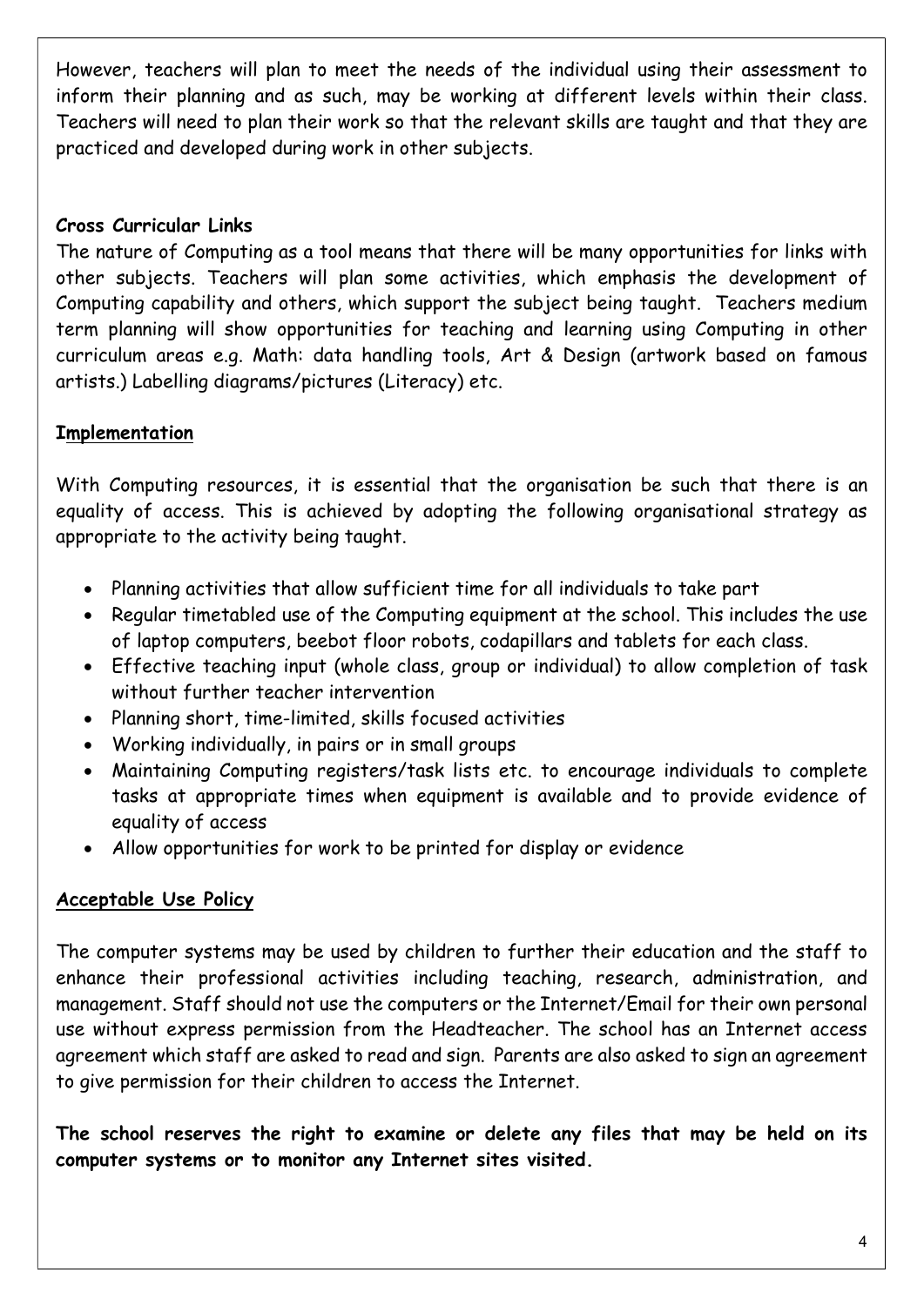However, teachers will plan to meet the needs of the individual using their assessment to inform their planning and as such, may be working at different levels within their class. Teachers will need to plan their work so that the relevant skills are taught and that they are practiced and developed during work in other subjects.

**Cross Curricular Links**

The nature of Computing as a tool means that there will be many opportunities for links with other subjects. Teachers will plan some activities, which emphasis the development of Computing capability and others, which support the subject being taught. Teachers medium term planning will show opportunities for teaching and learning using Computing in other curriculum areas e.g. Math: data handling tools, Art & Design (artwork based on famous artists.) Labelling diagrams/pictures (Literacy) etc.

## Implementation

With Computing resources, it is essential that the organisation be such that there is an equality of access. This is achieved by adopting the following organisational strategy as appropriate to the activity being taught.

- Planning activities that allow sufficient time for all individuals to take part
- Regular timetabled use of the Computing equipment at the school. This includes the use of laptop computers, beebot floor robots, codapillars and tablets for each class.
- Effective teaching input (whole class, group or individual) to allow completion of task without further teacher intervention
- Planning short, time-limited, skills focused activities
- Working individually, in pairs or in small groups
- Maintaining Computing registers/task lists etc. to encourage individuals to complete tasks at appropriate times when equipment is available and to provide evidence of equality of access
- Allow opportunities for work to be printed for display or evidence

## Acceptable Use Policy

The computer systems may be used by children to further their education and the staff to enhance their professional activities including teaching, research, administration, and management. Staff should not use the computers or the Internet/Email for their own personal use without express permission from the Headteacher. The school has an Internet access agreement which staff are asked to read and sign. Parents are also asked to sign an agreement to give permission for their children to access the Internet.

**The school reserves the right to examine or delete any files that may be held on its computer systems or to monitor any Internet sites visited.**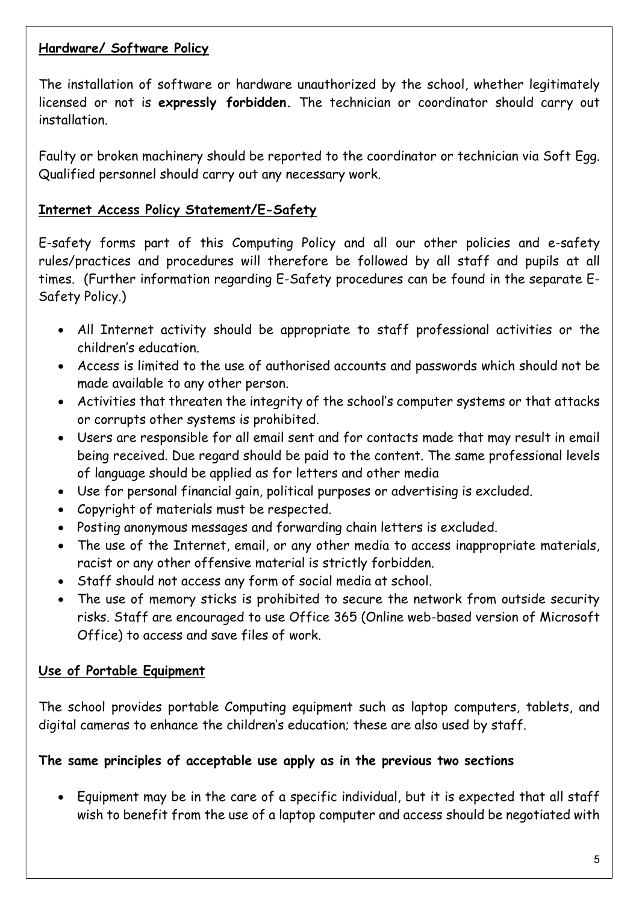**Hardware/ Software Policy**

The installation of software or hardware unauthorized by the school, whether legitimately licensed or not is **expressly forbidden.** The technician or coordinator should carry out installation.

Faulty or broken machinery should be reported to the coordinator or technician via Soft Egg. Qualified personnel should carry out any necessary work.

**Internet Access Policy Statement/E-Safety**

E-safety forms part of this Computing Policy and all our other policies and e-safety rules/practices and procedures will therefore be followed by all staff and pupils at all times. (Further information regarding E-Safety procedures can be found in the separate E-Safety Policy.)

- All Internet activity should be appropriate to staff professional activities or the children's education.
- Access is limited to the use of authorised accounts and passwords which should not be made available to any other person.
- Activities that threaten the integrity of the school's computer systems or that attacks or corrupts other systems is prohibited.
- Users are responsible for all email sent and for contacts made that may result in email being received. Due regard should be paid to the content. The same professional levels of language should be applied as for letters and other media
- Use for personal financial gain, political purposes or advertising is excluded.
- Copyright of materials must be respected.
- Posting anonymous messages and forwarding chain letters is excluded.
- The use of the Internet, email, or any other media to access inappropriate materials, racist or any other offensive material is strictly forbidden.
- Staff should not access any form of social media at school.
- The use of memory sticks is prohibited to secure the network from outside security risks. Staff are encouraged to use Office 365 (Online web-based version of Microsoft Office) to access and save files of work.

**Use of Portable Equipment**

The school provides portable Computing equipment such as laptop computers, tablets, and digital cameras to enhance the children's education; these are also used by staff.

**The same principles of acceptable use apply as in the previous two sections**

- Equipment may be in the care of a specific individual, but it is expected that all staff wish to benefit from the use of a laptop computer and access should be negotiated with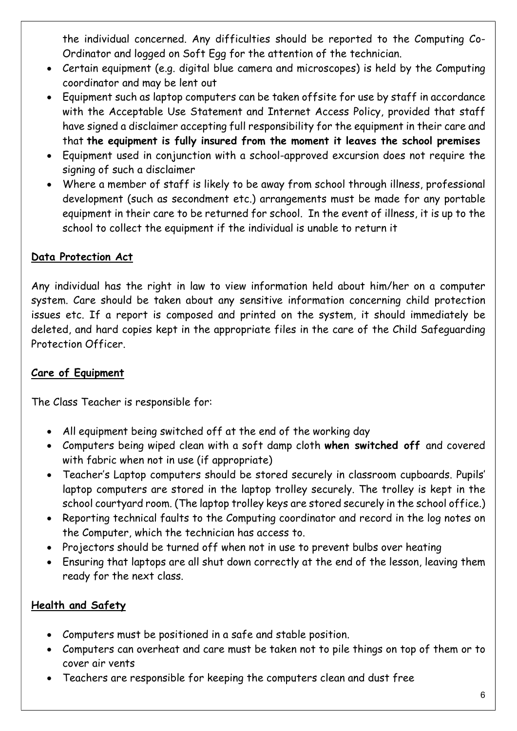the individual concerned. Any difficulties should be reported to the Computing Co-Ordinator and logged on Soft Egg for the attention of the technician.

- Certain equipment (e.g. digital blue camera and microscopes) is held by the Computing coordinator and may be lent out
- Equipment such as laptop computers can be taken offsite for use by staff in accordance with the Acceptable Use Statement and Internet Access Policy, provided that staff have signed a disclaimer accepting full responsibility for the equipment in their care and that **the equipment is fully insured from the moment it leaves the school premises**
- Equipment used in conjunction with a school-approved excursion does not require the signing of such a disclaimer
- Where a member of staff is likely to be away from school through illness, professional development (such as secondment etc.) arrangements must be made for any portable equipment in their care to be returned for school. In the event of illness, it is up to the school to collect the equipment if the individual is unable to return it

## Data Protection Act

Any individual has the right in law to view information held about him/her on a computer system. Care should be taken about any sensitive information concerning child protection issues etc. If a report is composed and printed on the system, it should immediately be deleted, and hard copies kept in the appropriate files in the care of the Child Safeguarding Protection Officer.

## Care of Equipment

The Class Teacher is responsible for:

- All equipment being switched off at the end of the working day
- Computers being wiped clean with a soft damp cloth **when switched off** and covered with fabric when not in use (if appropriate)
- Teacher's Laptop computers should be stored securely in classroom cupboards. Pupils' laptop computers are stored in the laptop trolley securely. The trolley is kept in the school courtyard room. (The laptop trolley keys are stored securely in the school office.)
- Reporting technical faults to the Computing coordinator and record in the log notes on the Computer, which the technician has access to.
- Projectors should be turned off when not in use to prevent bulbs over heating
- Ensuring that laptops are all shut down correctly at the end of the lesson, leaving them ready for the next class.

## Health and Safety

- Computers must be positioned in a safe and stable position.
- Computers can overheat and care must be taken not to pile things on top of them or to cover air vents
- Teachers are responsible for keeping the computers clean and dust free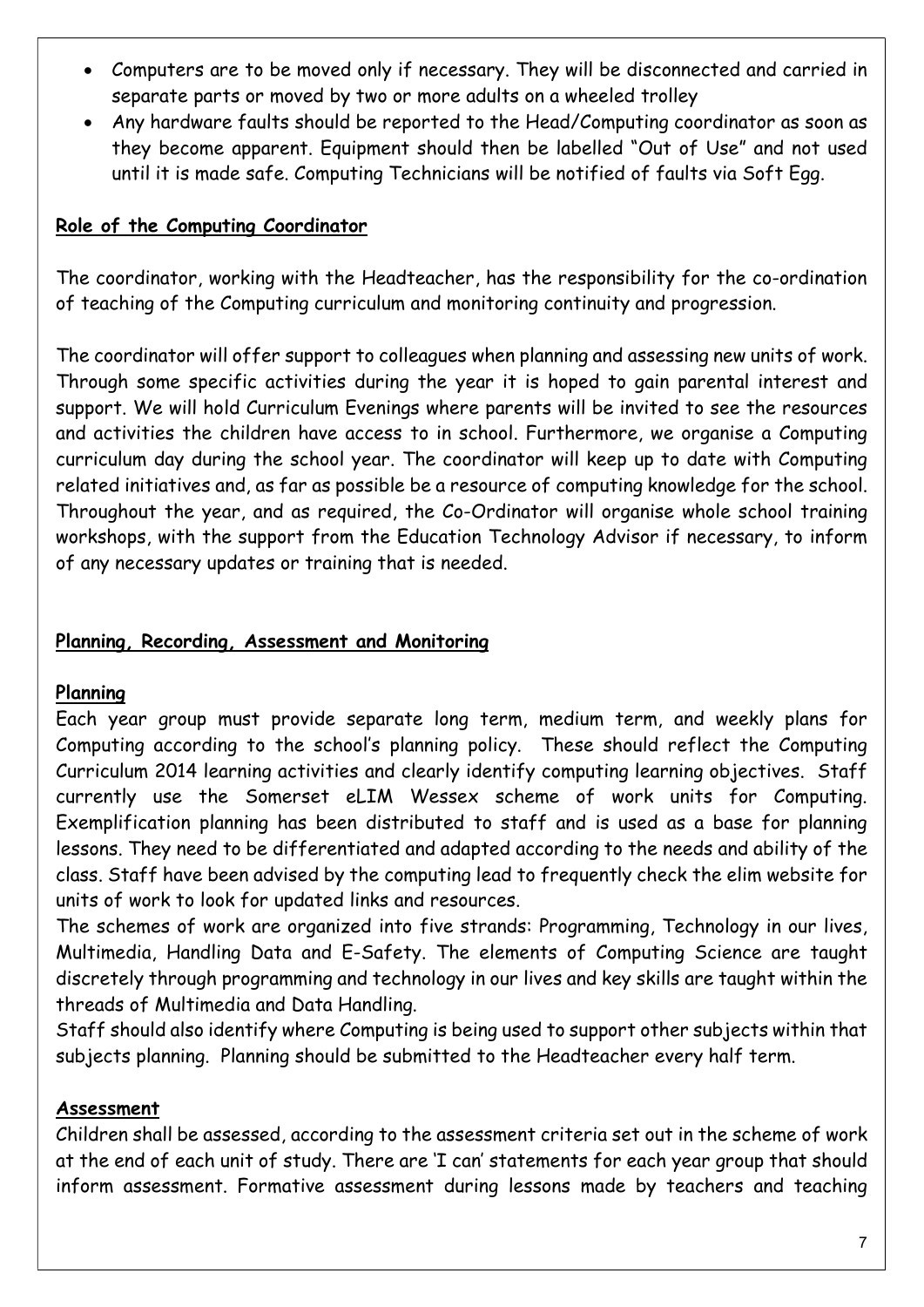- Computers are to be moved only if necessary. They will be disconnected and carried in separate parts or moved by two or more adults on a wheeled trolley
- Any hardware faults should be reported to the Head/Computing coordinator as soon as they become apparent. Equipment should then be labelled "Out of Use" and not used until it is made safe. Computing Technicians will be notified of faults via Soft Egg.

## Role of the Computing Coordinator

The coordinator, working with the Headteacher, has the responsibility for the co-ordination of teaching of the Computing curriculum and monitoring continuity and progression.

The coordinator will offer support to colleagues when planning and assessing new units of work. Through some specific activities during the year it is hoped to gain parental interest and support. We will hold Curriculum Evenings where parents will be invited to see the resources and activities the children have access to in school. Furthermore, we organise a Computing curriculum day during the school year. The coordinator will keep up to date with Computing related initiatives and, as far as possible be a resource of computing knowledge for the school. Throughout the year, and as required, the Co-Ordinator will organise whole school training workshops, with the support from the Education Technology Advisor if necessary, to inform of any necessary updates or training that is needed.

## Planning, Recording, Assessment and Monitoring

### Planning

Each year group must provide separate long term, medium term, and weekly plans for Computing according to the school's planning policy. These should reflect the Computing Curriculum 2014 learning activities and clearly identify computing learning objectives. Staff currently use the Somerset eLIM Wessex scheme of work units for Computing. Exemplification planning has been distributed to staff and is used as a base for planning lessons. They need to be differentiated and adapted according to the needs and ability of the class. Staff have been advised by the computing lead to frequently check the elim website for units of work to look for updated links and resources.

The schemes of work are organized into five strands: Programming, Technology in our lives, Multimedia, Handling Data and E-Safety. The elements of Computing Science are taught discretely through programming and technology in our lives and key skills are taught within the threads of Multimedia and Data Handling.

Staff should also identify where Computing is being used to support other subjects within that subjects planning. Planning should be submitted to the Headteacher every half term.

### Assessment

Children shall be assessed, according to the assessment criteria set out in the scheme of work at the end of each unit of study. There are 'I can' statements for each year group that should inform assessment. Formative assessment during lessons made by teachers and teaching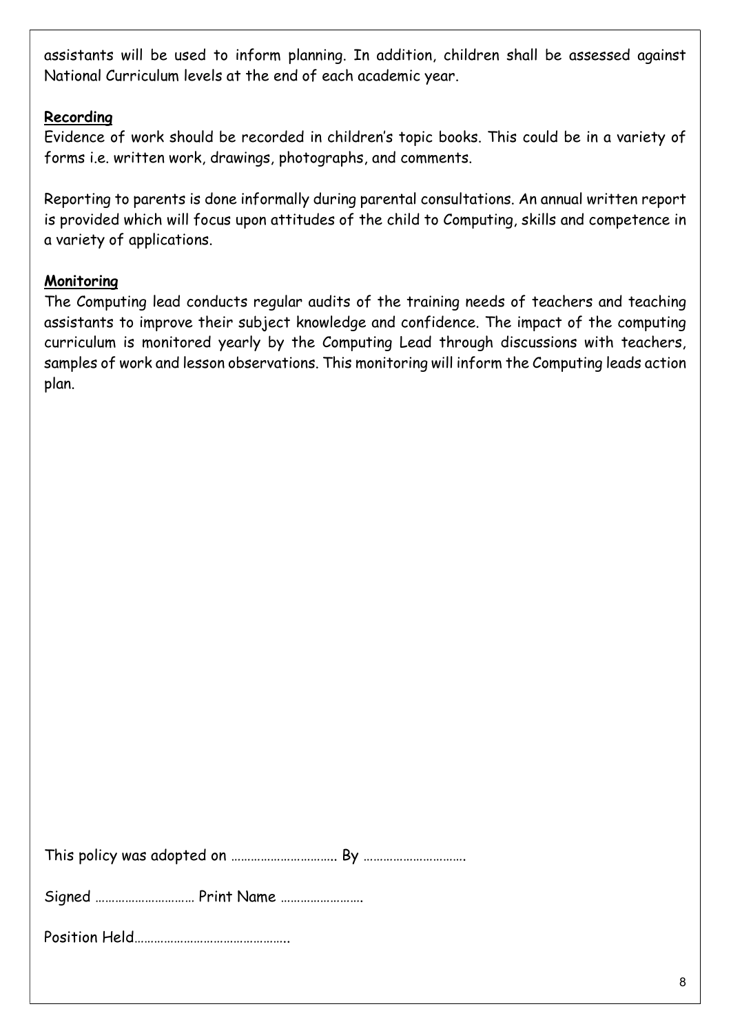assistants will be used to inform planning. In addition, children shall be assessed against National Curriculum levels at the end of each academic year.

**Recording**

Evidence of work should be recorded in children's topic books. This could be in a variety of forms i.e. written work, drawings, photographs, and comments.

Reporting to parents is done informally during parental consultations. An annual written report is provided which will focus upon attitudes of the child to Computing, skills and competence in a variety of applications.

**Monitoring**

The Computing lead conducts regular audits of the training needs of teachers and teaching assistants to improve their subject knowledge and confidence. The impact of the computing curriculum is monitored yearly by the Computing Lead through discussions with teachers, samples of work and lesson observations. This monitoring will inform the Computing leads action plan.

This policy was adopted on ………………………….. By ………………………….

Signed ………………………… Print Name …………………….

Position Held………………………………………..